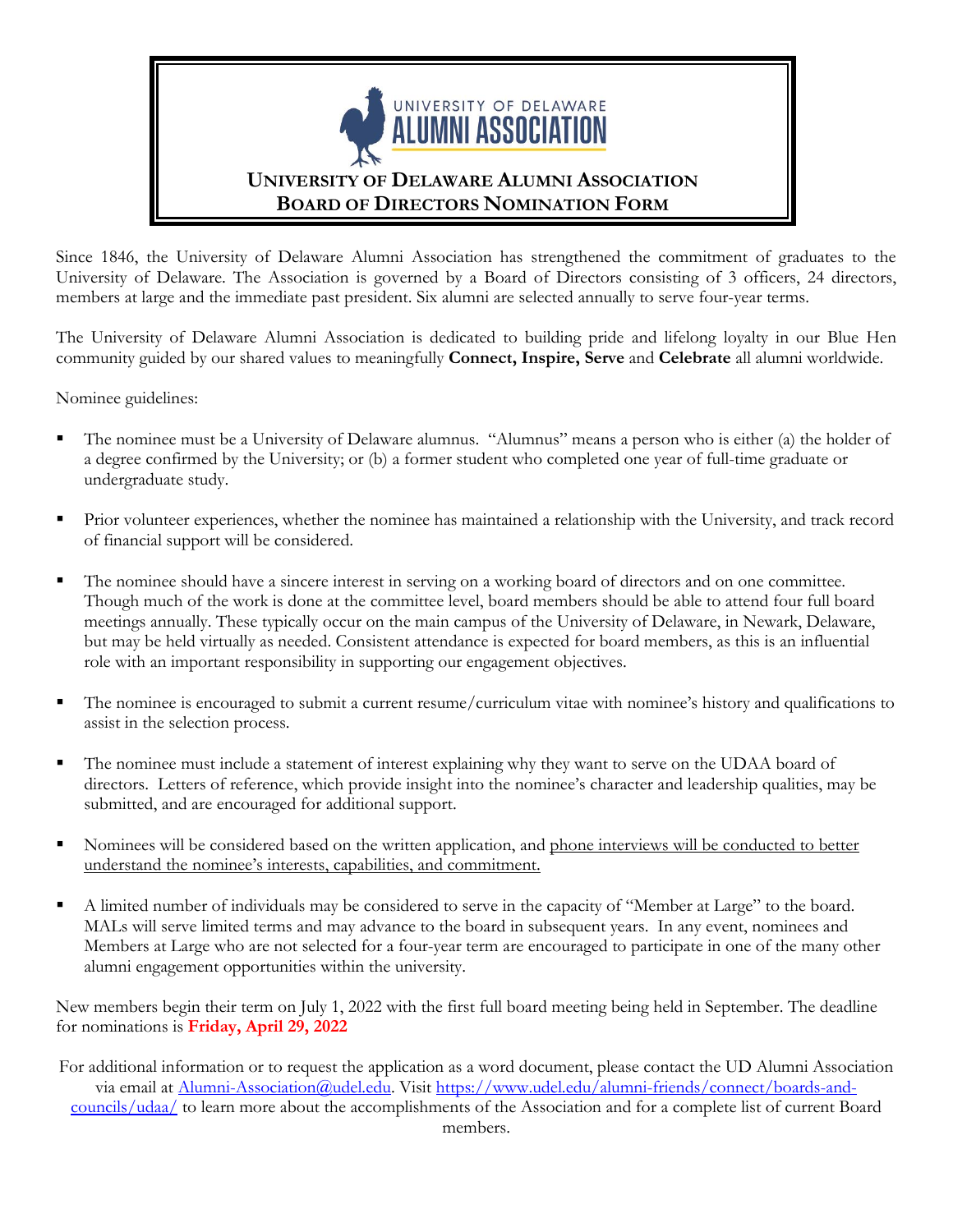UNIVERSITY OF DELAWARE
ALUMNI ASSOCIATION

# University of Delaware Alumni Association Board of Directors Nomination Form

Since 1846, the University of Delaware Alumni Association has strengthened the commitment of graduates to the University of Delaware. The Association is governed by a Board of Directors consisting of 3 officers, 24 directors, members at large and the immediate past president. Six alumni are selected annually to serve four-year terms.

The University of Delaware Alumni Association is dedicated to building pride and lifelong loyalty in our Blue Hen community guided by our shared values to meaningfully **Connect, Inspire, Serve** and **Celebrate** all alumni worldwide.

Nominee guidelines:

- The nominee must be a University of Delaware alumnus. "Alumnus" means a person who is either (a) the holder of a degree confirmed by the University; or (b) a former student who completed one year of full-time graduate or undergraduate study.
- Prior volunteer experiences, whether the nominee has maintained a relationship with the University, and track record of financial support will be considered.
- The nominee should have a sincere interest in serving on a working board of directors and on one committee. Though much of the work is done at the committee level, board members should be able to attend four full board meetings annually. These typically occur on the main campus of the University of Delaware, in Newark, Delaware, but may be held virtually as needed. Consistent attendance is expected for board members, as this is an influential role with an important responsibility in supporting our engagement objectives.
- The nominee is encouraged to submit a current resume/curriculum vitae with nominee's history and qualifications to assist in the selection process.
- The nominee must include a statement of interest explaining why they want to serve on the UDAA board of directors. Letters of reference, which provide insight into the nominee's character and leadership qualities, may be submitted, and are encouraged for additional support.
- Nominees will be considered based on the written application, and phone interviews will be conducted to better understand the nominee's interests, capabilities, and commitment.
- A limited number of individuals may be considered to serve in the capacity of "Member at Large" to the board. MALs will serve limited terms and may advance to the board in subsequent years. In any event, nominees and Members at Large who are not selected for a four-year term are encouraged to participate in one of the many other alumni engagement opportunities within the university.

New members begin their term on July 1, 2022 with the first full board meeting being held in September. The deadline for nominations is **Friday, April 29, 2022**

For additional information or to request the application as a word document, please contact the UD Alumni Association via email at [Alumni-Association@udel.edu](mailto:Alumni-Association@udel.edu). Visit [https://www.udel.edu/alumni-friends/connect/boards-and-councils/udaa/](https://www.udel.edu/alumni-friends/connect/boards-and-councils/udaa/) to learn more about the accomplishments of the Association and for a complete list of current Board members.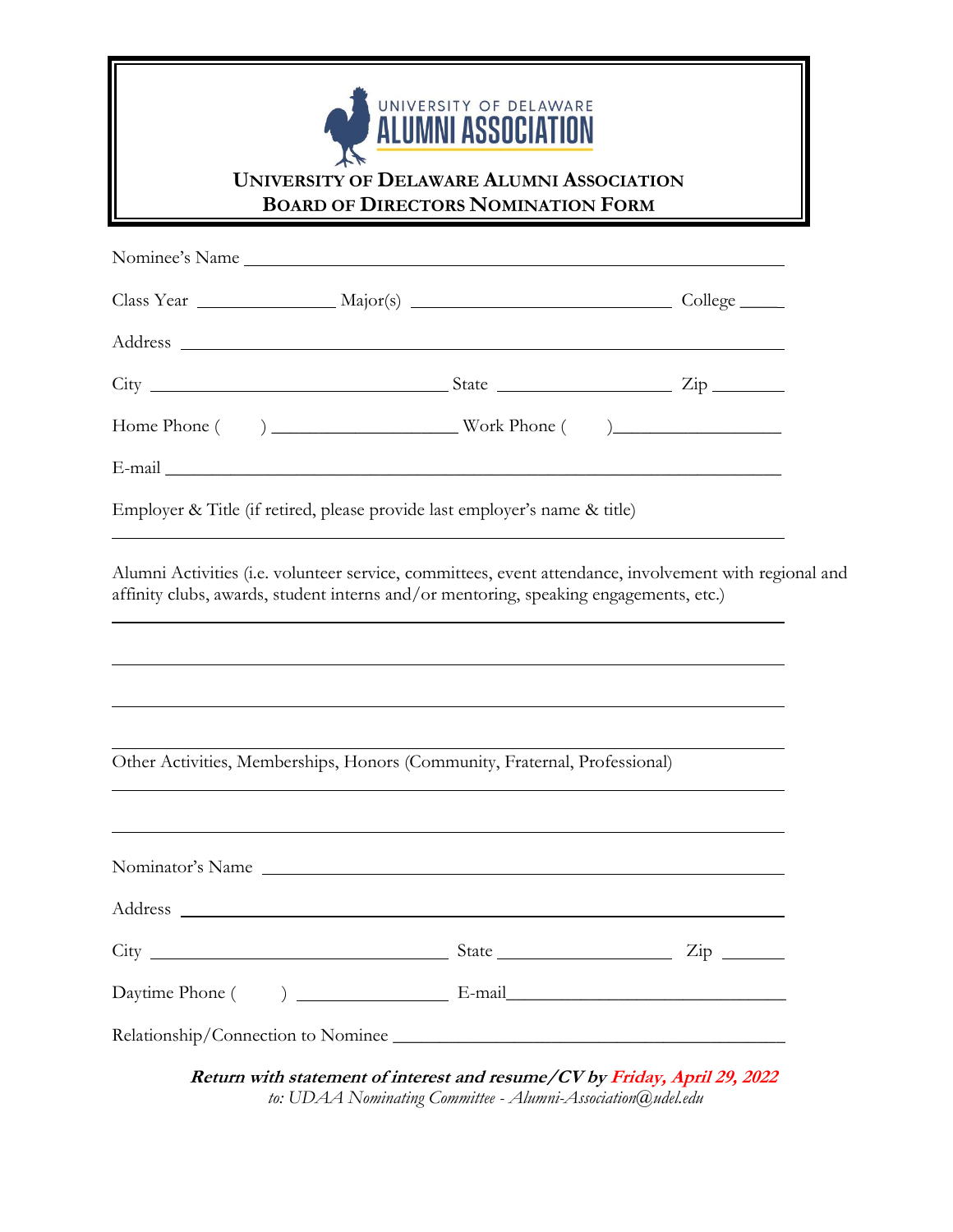# UNIVERSITY OF DELAWARE ALUMNI ASSOCIATION
# BOARD OF DIRECTORS NOMINATION FORM

Nominee's Name ____________________________________________

Class Year ______________ Major(s) ___________________________ College _____

Address ___________________________________________________

City ______________________________ State __________________ Zip ________

Home Phone (    ) ____________________ Work Phone (    )__________________

E-mail ____________________________________________________

Employer & Title (if retired, please provide last employer's name & title)

___________________________________________________________

Alumni Activities (i.e. volunteer service, committees, event attendance, involvement with regional and affinity clubs, awards, student interns and/or mentoring, speaking engagements, etc.)

___________________________________________________________

___________________________________________________________

___________________________________________________________

___________________________________________________________

Other Activities, Memberships, Honors (Community, Fraternal, Professional)

___________________________________________________________

___________________________________________________________

Nominator's Name __________________________________________

Address ___________________________________________________

City ______________________________ State __________________ Zip _______

Daytime Phone (    ) ________________ E-mail______________________________

Relationship/Connection to Nominee __________________________________

***Return with statement of interest and resume/CV by Friday, April 29, 2022***
*to: UDAA Nominating Committee - Alumni-Association@udel.edu*